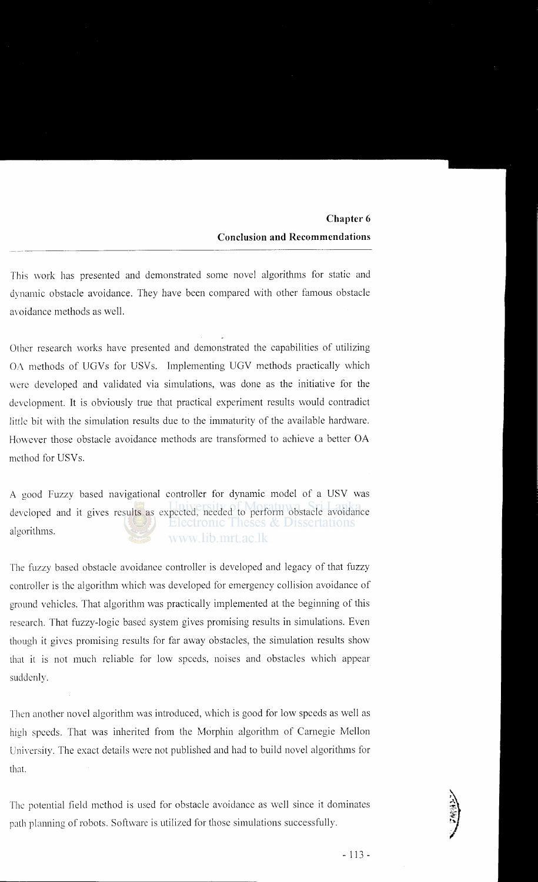# Chapter 6
## Conclusion and Recommendations

This work has presented and demonstrated some novel algorithms for static and dynamic obstacle avoidance. They have been compared with other famous obstacle avoidance methods as well.

Other research works have presented and demonstrated the capabilities of utilizing OA methods of UGVs for USVs. Implementing UGV methods practically which were developed and validated via simulations, was done as the initiative for the development. It is obviously true that practical experiment results would contradict little bit with the simulation results due to the immaturity of the available hardware. However those obstacle avoidance methods are transformed to achieve a better OA method for USVs.

A good Fuzzy based navigational controller for dynamic model of a USV was developed and it gives results as expected, needed to perform obstacle avoidance algorithms.

The fuzzy based obstacle avoidance controller is developed and legacy of that fuzzy controller is the algorithm which was developed for emergency collision avoidance of ground vehicles. That algorithm was practically implemented at the beginning of this research. That fuzzy-logic based system gives promising results in simulations. Even though it gives promising results for far away obstacles, the simulation results show that it is not much reliable for low speeds, noises and obstacles which appear suddenly.

Then another novel algorithm was introduced, which is good for low speeds as well as high speeds. That was inherited from the Morphin algorithm of Carnegie Mellon University. The exact details were not published and had to build novel algorithms for that.

The potential field method is used for obstacle avoidance as well since it dominates path planning of robots. Software is utilized for those simulations successfully.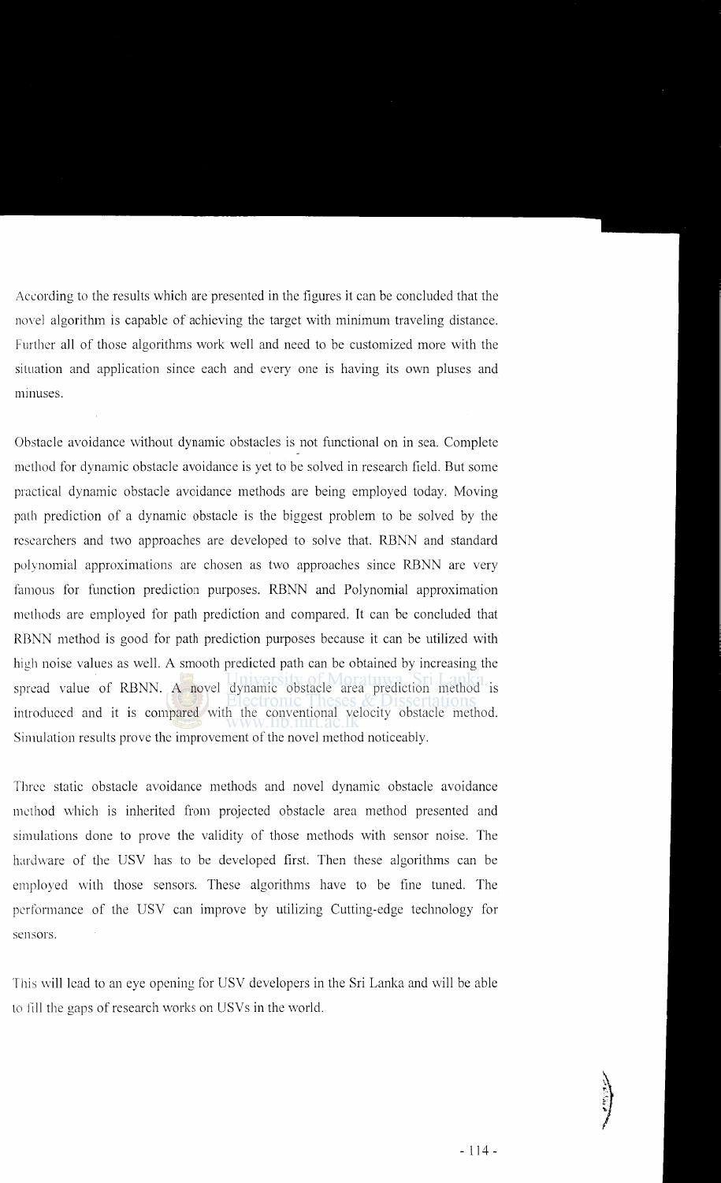According to the results which are presented in the figures it can be concluded that the novel algorithm is capable of achieving the target with minimum traveling distance. Further all of those algorithms work well and need to be customized more with the situation and application since each and every one is having its own pluses and minuses.

Obstacle avoidance without dynamic obstacles is not functional on in sea. Complete method for dynamic obstacle avoidance is yet to be solved in research field. But some practical dynamic obstacle avoidance methods are being employed today. Moving path prediction of a dynamic obstacle is the biggest problem to be solved by the researchers and two approaches are developed to solve that. RBNN and standard polynomial approximations are chosen as two approaches since RBNN are very famous for function prediction purposes. RBNN and Polynomial approximation methods are employed for path prediction and compared. It can be concluded that RBNN method is good for path prediction purposes because it can be utilized with high noise values as well. A smooth predicted path can be obtained by increasing the spread value of RBNN. A novel dynamic obstacle area prediction method is introduced and it is compared with the conventional velocity obstacle method. Simulation results prove the improvement of the novel method noticeably.

Three static obstacle avoidance methods and novel dynamic obstacle avoidance method which is inherited from projected obstacle area method presented and simulations done to prove the validity of those methods with sensor noise. The hardware of the USV has to be developed first. Then these algorithms can be employed with those sensors. These algorithms have to be fine tuned. The performance of the USV can improve by utilizing Cutting-edge technology for sensors.

This will lead to an eye opening for USV developers in the Sri Lanka and will be able to fill the gaps of research works on USVs in the world.